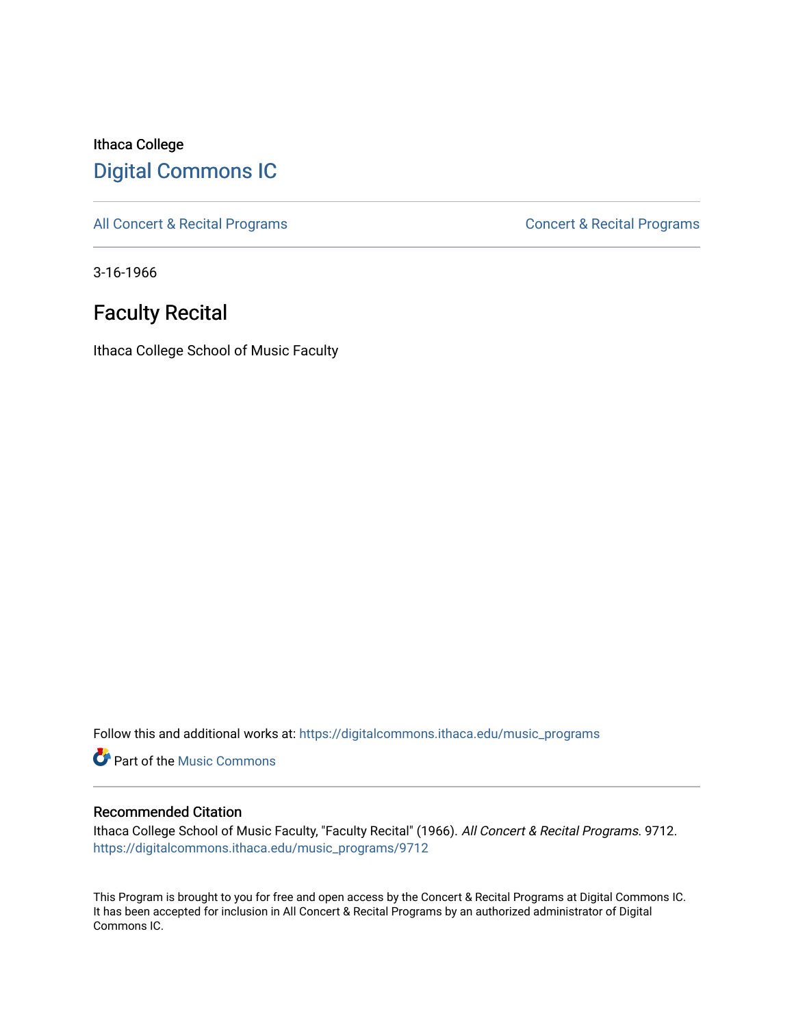Ithaca College

# Digital Commons IC

All Concert & Recital Programs

Concert & Recital Programs

3-16-1966

## Faculty Recital

Ithaca College School of Music Faculty

Follow this and additional works at: https://digitalcommons.ithaca.edu/music_programs

Part of the Music Commons

### Recommended Citation

Ithaca College School of Music Faculty, "Faculty Recital" (1966). *All Concert & Recital Programs*. 9712.
https://digitalcommons.ithaca.edu/music_programs/9712

This Program is brought to you for free and open access by the Concert & Recital Programs at Digital Commons IC. It has been accepted for inclusion in All Concert & Recital Programs by an authorized administrator of Digital Commons IC.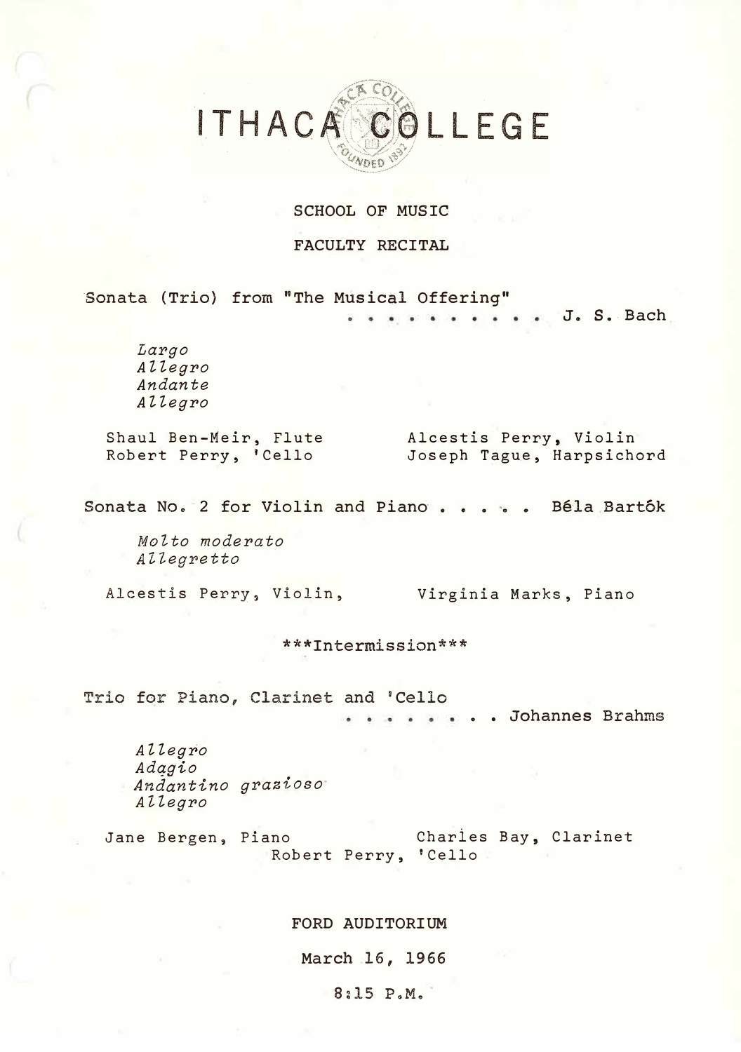# ITHACA COLLEGE

## SCHOOL OF MUSIC

## FACULTY RECITAL

Sonata (Trio) from "The Musical Offering" . . . . . . . . . . . J. S. Bach

*Largo*
*Allegro*
*Andante*
*Allegro*

Shaul Ben-Meir, Flute
Alcestis Perry, Violin
Robert Perry, 'Cello
Joseph Tague, Harpsichord

Sonata No. 2 for Violin and Piano . . . . . Béla Bartók

*Molto moderato*
*Allegretto*

Alcestis Perry, Violin, Virginia Marks, Piano

\*\*\*Intermission\*\*\*

Trio for Piano, Clarinet and 'Cello . . . . . . . . . Johannes Brahms

*Allegro*
*Adagio*
*Andantino grazioso*
*Allegro*

Jane Bergen, Piano
Charles Bay, Clarinet
Robert Perry, 'Cello

FORD AUDITORIUM

March 16, 1966

8:15 P.M.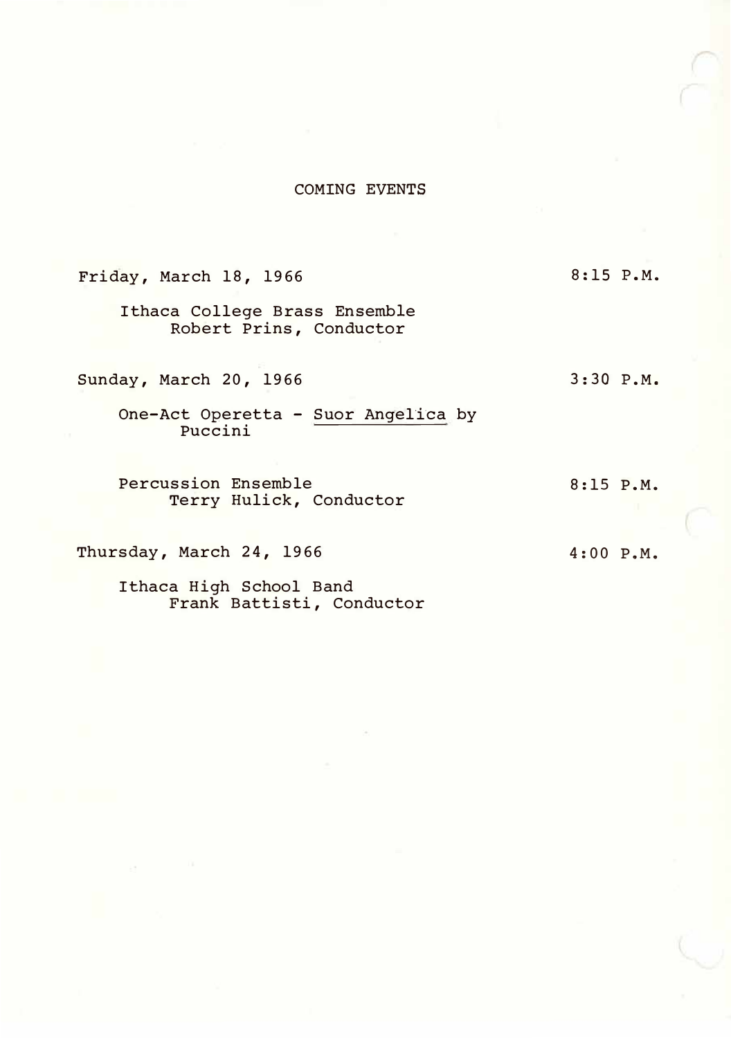## COMING EVENTS

Friday, March 18, 1966 — 8:15 P.M.

Ithaca College Brass Ensemble
Robert Prins, Conductor

Sunday, March 20, 1966 — 3:30 P.M.

One-Act Operetta - Suor Angelica by Puccini

Percussion Ensemble — 8:15 P.M.
Terry Hulick, Conductor

Thursday, March 24, 1966 — 4:00 P.M.

Ithaca High School Band
Frank Battisti, Conductor